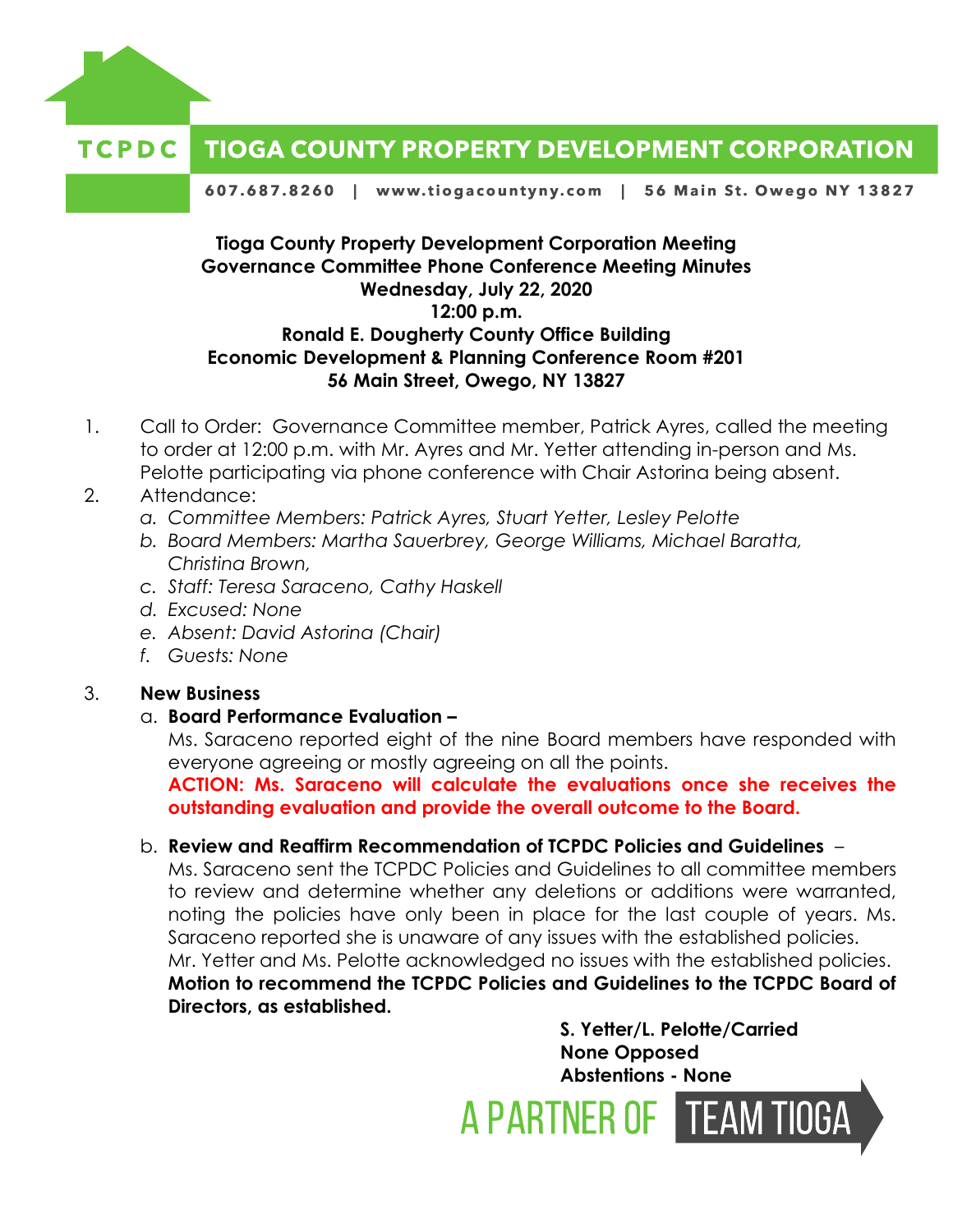**TCPDC TIOGA COUNTY PROPERTY DEVELOPMENT CORPORATION**

607.687.8260 | www.tiogacountyny.com | 56 Main St. Owego NY 13827

**Tioga County Property Development Corporation Meeting**
**Governance Committee Phone Conference Meeting Minutes**
**Wednesday, July 22, 2020**
**12:00 p.m.**
**Ronald E. Dougherty County Office Building**
**Economic Development & Planning Conference Room #201**
**56 Main Street, Owego, NY 13827**

1. Call to Order: Governance Committee member, Patrick Ayres, called the meeting to order at 12:00 p.m. with Mr. Ayres and Mr. Yetter attending in-person and Ms. Pelotte participating via phone conference with Chair Astorina being absent.
2. Attendance:
   a. *Committee Members: Patrick Ayres, Stuart Yetter, Lesley Pelotte*
   b. *Board Members: Martha Sauerbrey, George Williams, Michael Baratta, Christina Brown,*
   c. *Staff: Teresa Saraceno, Cathy Haskell*
   d. *Excused: None*
   e. *Absent: David Astorina (Chair)*
   f. *Guests: None*

3. **New Business**
   a. **Board Performance Evaluation –**
   Ms. Saraceno reported eight of the nine Board members have responded with everyone agreeing or mostly agreeing on all the points.
   **ACTION: Ms. Saraceno will calculate the evaluations once she receives the outstanding evaluation and provide the overall outcome to the Board.**

   b. **Review and Reaffirm Recommendation of TCPDC Policies and Guidelines** –
   Ms. Saraceno sent the TCPDC Policies and Guidelines to all committee members to review and determine whether any deletions or additions were warranted, noting the policies have only been in place for the last couple of years. Ms. Saraceno reported she is unaware of any issues with the established policies.
   Mr. Yetter and Ms. Pelotte acknowledged no issues with the established policies.
   **Motion to recommend the TCPDC Policies and Guidelines to the TCPDC Board of Directors, as established.**

   **S. Yetter/L. Pelotte/Carried**
   **None Opposed**
   **Abstentions - None**

A PARTNER OF TEAM TIOGA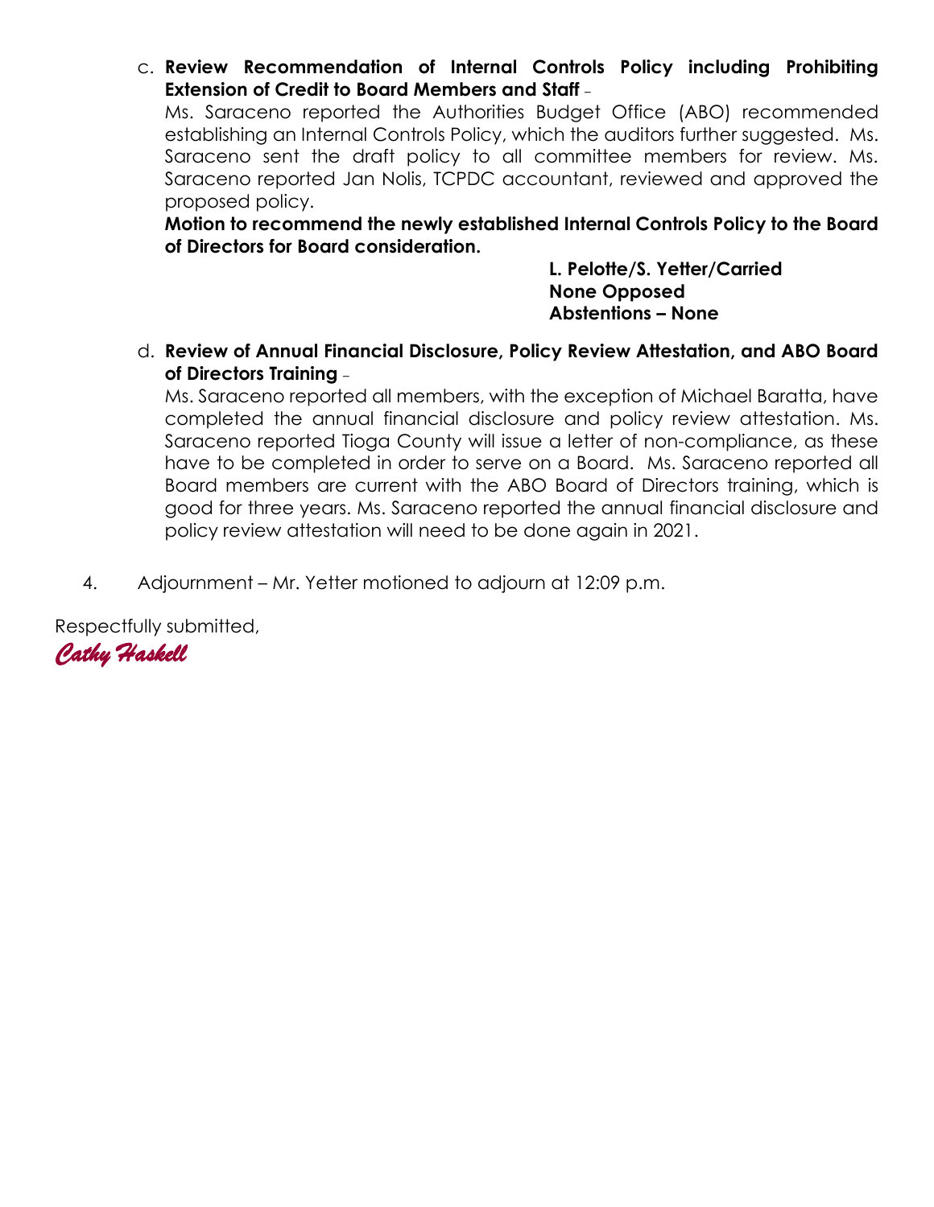c. **Review Recommendation of Internal Controls Policy including Prohibiting Extension of Credit to Board Members and Staff** –

Ms. Saraceno reported the Authorities Budget Office (ABO) recommended establishing an Internal Controls Policy, which the auditors further suggested. Ms. Saraceno sent the draft policy to all committee members for review. Ms. Saraceno reported Jan Nolis, TCPDC accountant, reviewed and approved the proposed policy.

**Motion to recommend the newly established Internal Controls Policy to the Board of Directors for Board consideration.**

**L. Pelotte/S. Yetter/Carried**
**None Opposed**
**Abstentions – None**

d. **Review of Annual Financial Disclosure, Policy Review Attestation, and ABO Board of Directors Training** –

Ms. Saraceno reported all members, with the exception of Michael Baratta, have completed the annual financial disclosure and policy review attestation. Ms. Saraceno reported Tioga County will issue a letter of non-compliance, as these have to be completed in order to serve on a Board. Ms. Saraceno reported all Board members are current with the ABO Board of Directors training, which is good for three years. Ms. Saraceno reported the annual financial disclosure and policy review attestation will need to be done again in 2021.

4. Adjournment – Mr. Yetter motioned to adjourn at 12:09 p.m.

Respectfully submitted,

*Cathy Haskell*